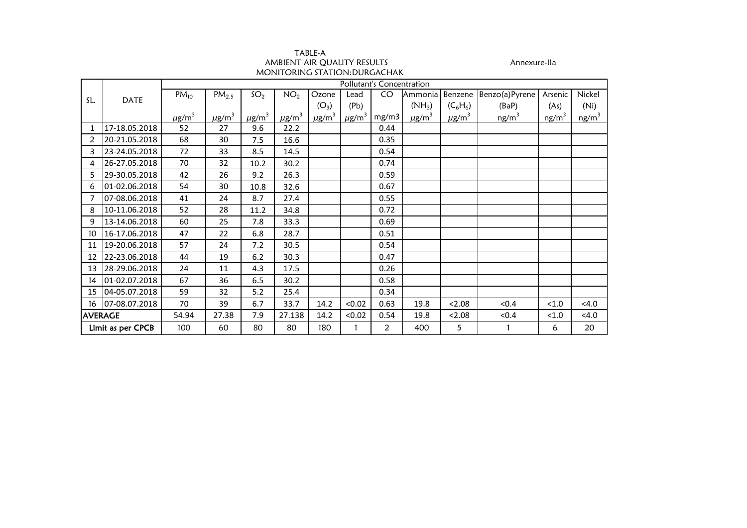Annexure-IIa

# TABLE-A
## AMBIENT AIR QUALITY RESULTS
## MONITORING STATION:DURGACHAK

| SL. | DATE | Pollutant's Concentration | | | | | | | | | | | |
|---|---|---|---|---|---|---|---|---|---|---|---|---|---|
| | | $PM_{10}$ | $PM_{2.5}$ | $SO_2$ | $NO_2$ | Ozone ($O_3$) | Lead (Pb) | CO | Ammonia ($NH_3$) | Benzene ($C_6H_6$) | Benzo(a)Pyrene (BaP) | Arsenic (As) | Nickel (Ni) |
| | | $\mu g/m^3$ | $\mu g/m^3$ | $\mu g/m^3$ | $\mu g/m^3$ | $\mu g/m^3$ | $\mu g/m^3$ | mg/m3 | $\mu g/m^3$ | $\mu g/m^3$ | $ng/m^3$ | $ng/m^3$ | $ng/m^3$ |
| 1 | 17-18.05.2018 | 52 | 27 | 9.6 | 22.2 | | | 0.44 | | | | | |
| 2 | 20-21.05.2018 | 68 | 30 | 7.5 | 16.6 | | | 0.35 | | | | | |
| 3 | 23-24.05.2018 | 72 | 33 | 8.5 | 14.5 | | | 0.54 | | | | | |
| 4 | 26-27.05.2018 | 70 | 32 | 10.2 | 30.2 | | | 0.74 | | | | | |
| 5 | 29-30.05.2018 | 42 | 26 | 9.2 | 26.3 | | | 0.59 | | | | | |
| 6 | 01-02.06.2018 | 54 | 30 | 10.8 | 32.6 | | | 0.67 | | | | | |
| 7 | 07-08.06.2018 | 41 | 24 | 8.7 | 27.4 | | | 0.55 | | | | | |
| 8 | 10-11.06.2018 | 52 | 28 | 11.2 | 34.8 | | | 0.72 | | | | | |
| 9 | 13-14.06.2018 | 60 | 25 | 7.8 | 33.3 | | | 0.69 | | | | | |
| 10 | 16-17.06.2018 | 47 | 22 | 6.8 | 28.7 | | | 0.51 | | | | | |
| 11 | 19-20.06.2018 | 57 | 24 | 7.2 | 30.5 | | | 0.54 | | | | | |
| 12 | 22-23.06.2018 | 44 | 19 | 6.2 | 30.3 | | | 0.47 | | | | | |
| 13 | 28-29.06.2018 | 24 | 11 | 4.3 | 17.5 | | | 0.26 | | | | | |
| 14 | 01-02.07.2018 | 67 | 36 | 6.5 | 30.2 | | | 0.58 | | | | | |
| 15 | 04-05.07.2018 | 59 | 32 | 5.2 | 25.4 | | | 0.34 | | | | | |
| 16 | 07-08.07.2018 | 70 | 39 | 6.7 | 33.7 | 14.2 | <0.02 | 0.63 | 19.8 | <2.08 | <0.4 | <1.0 | <4.0 |
| AVERAGE | | 54.94 | 27.38 | 7.9 | 27.138 | 14.2 | <0.02 | 0.54 | 19.8 | <2.08 | <0.4 | <1.0 | <4.0 |
| Limit as per CPCB | | 100 | 60 | 80 | 80 | 180 | 1 | 2 | 400 | 5 | 1 | 6 | 20 |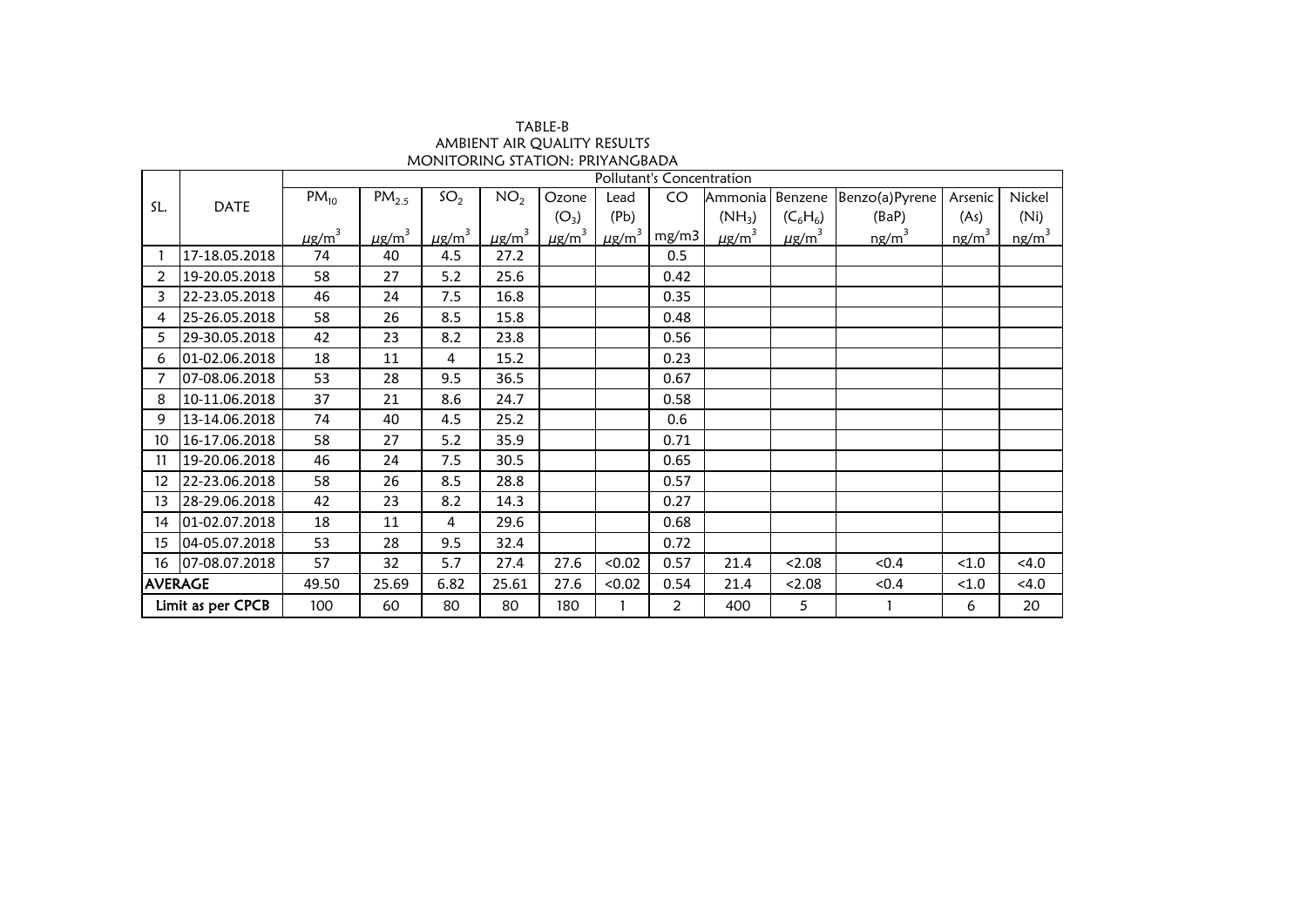TABLE-B
AMBIENT AIR QUALITY RESULTS
MONITORING STATION: PRIYANGBADA

| SL. | DATE | Pollutant's Concentration | | | | | | | | | | | |
|---|---|---|---|---|---|---|---|---|---|---|---|---|---|
| | | $PM_{10}$ | $PM_{2.5}$ | $SO_2$ | $NO_2$ | Ozone ($O_3$) | Lead (Pb) | CO | Ammonia ($NH_3$) | Benzene ($C_6H_6$) | Benzo(a)Pyrene (BaP) | Arsenic (As) | Nickel (Ni) |
| | | $\mu g/m^3$ | $\mu g/m^3$ | $\mu g/m^3$ | $\mu g/m^3$ | $\mu g/m^3$ | $\mu g/m^3$ | mg/m3 | $\mu g/m^3$ | $\mu g/m^3$ | $ng/m^3$ | $ng/m^3$ | $ng/m^3$ |
| 1 | 17-18.05.2018 | 74 | 40 | 4.5 | 27.2 | | | 0.5 | | | | | |
| 2 | 19-20.05.2018 | 58 | 27 | 5.2 | 25.6 | | | 0.42 | | | | | |
| 3 | 22-23.05.2018 | 46 | 24 | 7.5 | 16.8 | | | 0.35 | | | | | |
| 4 | 25-26.05.2018 | 58 | 26 | 8.5 | 15.8 | | | 0.48 | | | | | |
| 5 | 29-30.05.2018 | 42 | 23 | 8.2 | 23.8 | | | 0.56 | | | | | |
| 6 | 01-02.06.2018 | 18 | 11 | 4 | 15.2 | | | 0.23 | | | | | |
| 7 | 07-08.06.2018 | 53 | 28 | 9.5 | 36.5 | | | 0.67 | | | | | |
| 8 | 10-11.06.2018 | 37 | 21 | 8.6 | 24.7 | | | 0.58 | | | | | |
| 9 | 13-14.06.2018 | 74 | 40 | 4.5 | 25.2 | | | 0.6 | | | | | |
| 10 | 16-17.06.2018 | 58 | 27 | 5.2 | 35.9 | | | 0.71 | | | | | |
| 11 | 19-20.06.2018 | 46 | 24 | 7.5 | 30.5 | | | 0.65 | | | | | |
| 12 | 22-23.06.2018 | 58 | 26 | 8.5 | 28.8 | | | 0.57 | | | | | |
| 13 | 28-29.06.2018 | 42 | 23 | 8.2 | 14.3 | | | 0.27 | | | | | |
| 14 | 01-02.07.2018 | 18 | 11 | 4 | 29.6 | | | 0.68 | | | | | |
| 15 | 04-05.07.2018 | 53 | 28 | 9.5 | 32.4 | | | 0.72 | | | | | |
| 16 | 07-08.07.2018 | 57 | 32 | 5.7 | 27.4 | 27.6 | <0.02 | 0.57 | 21.4 | <2.08 | <0.4 | <1.0 | <4.0 |
| **AVERAGE** | | 49.50 | 25.69 | 6.82 | 25.61 | 27.6 | <0.02 | 0.54 | 21.4 | <2.08 | <0.4 | <1.0 | <4.0 |
| **Limit as per CPCB** | | 100 | 60 | 80 | 80 | 180 | 1 | 2 | 400 | 5 | 1 | 6 | 20 |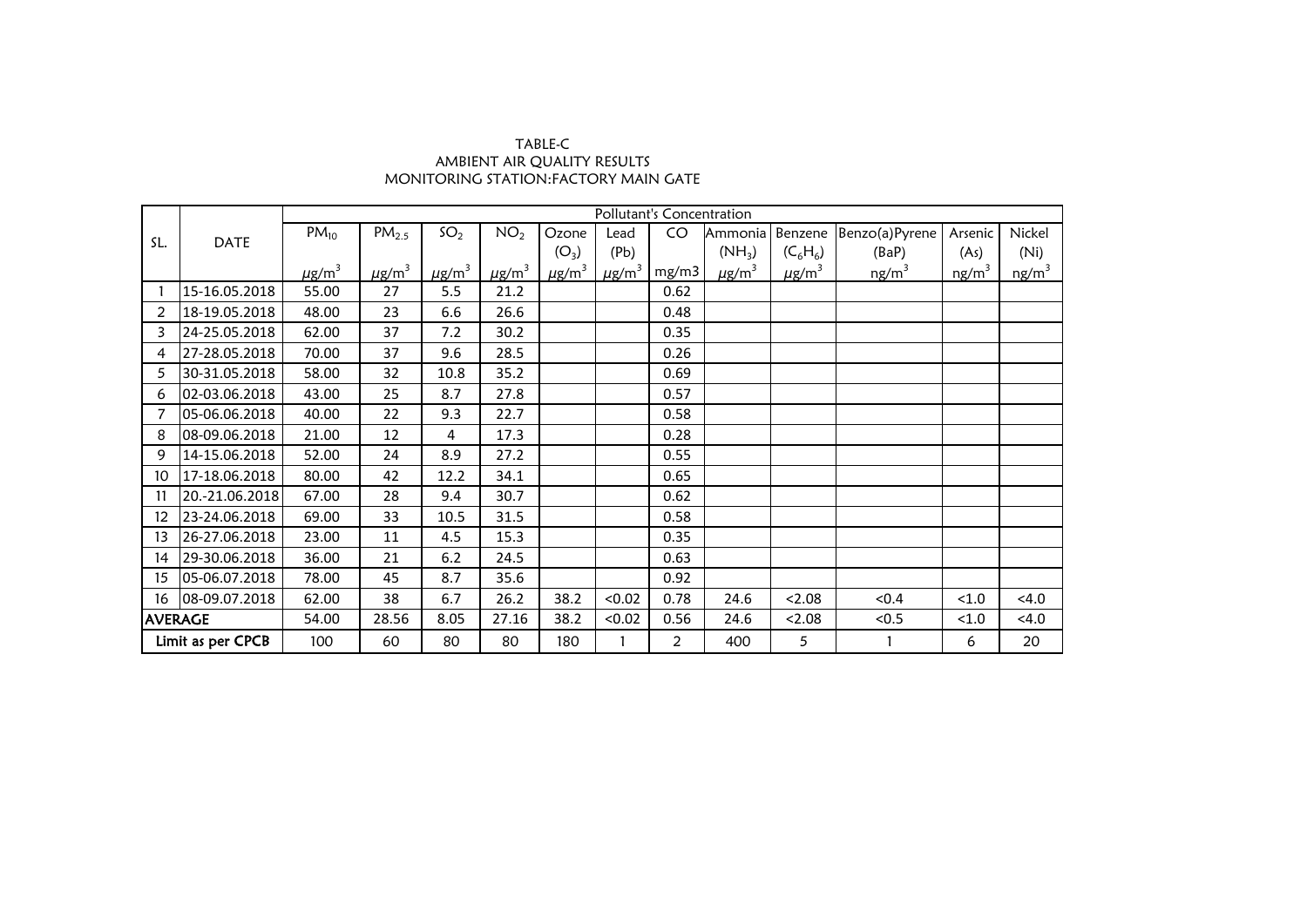TABLE-C

AMBIENT AIR QUALITY RESULTS

MONITORING STATION:FACTORY MAIN GATE

| SL. | DATE | Pollutant's Concentration | | | | | | | | | | | |
|---|---|---|---|---|---|---|---|---|---|---|---|---|---|
| | | $PM_{10}$ | $PM_{2.5}$ | $SO_2$ | $NO_2$ | Ozone ($O_3$) | Lead (Pb) | CO | Ammonia ($NH_3$) | Benzene ($C_6H_6$) | Benzo(a)Pyrene (BaP) | Arsenic (As) | Nickel (Ni) |
| | | $\mu g/m^3$ | $\mu g/m^3$ | $\mu g/m^3$ | $\mu g/m^3$ | $\mu g/m^3$ | $\mu g/m^3$ | mg/m3 | $\mu g/m^3$ | $\mu g/m^3$ | $ng/m^3$ | $ng/m^3$ | $ng/m^3$ |
| 1 | 15-16.05.2018 | 55.00 | 27 | 5.5 | 21.2 | | | 0.62 | | | | | |
| 2 | 18-19.05.2018 | 48.00 | 23 | 6.6 | 26.6 | | | 0.48 | | | | | |
| 3 | 24-25.05.2018 | 62.00 | 37 | 7.2 | 30.2 | | | 0.35 | | | | | |
| 4 | 27-28.05.2018 | 70.00 | 37 | 9.6 | 28.5 | | | 0.26 | | | | | |
| 5 | 30-31.05.2018 | 58.00 | 32 | 10.8 | 35.2 | | | 0.69 | | | | | |
| 6 | 02-03.06.2018 | 43.00 | 25 | 8.7 | 27.8 | | | 0.57 | | | | | |
| 7 | 05-06.06.2018 | 40.00 | 22 | 9.3 | 22.7 | | | 0.58 | | | | | |
| 8 | 08-09.06.2018 | 21.00 | 12 | 4 | 17.3 | | | 0.28 | | | | | |
| 9 | 14-15.06.2018 | 52.00 | 24 | 8.9 | 27.2 | | | 0.55 | | | | | |
| 10 | 17-18.06.2018 | 80.00 | 42 | 12.2 | 34.1 | | | 0.65 | | | | | |
| 11 | 20.-21.06.2018 | 67.00 | 28 | 9.4 | 30.7 | | | 0.62 | | | | | |
| 12 | 23-24.06.2018 | 69.00 | 33 | 10.5 | 31.5 | | | 0.58 | | | | | |
| 13 | 26-27.06.2018 | 23.00 | 11 | 4.5 | 15.3 | | | 0.35 | | | | | |
| 14 | 29-30.06.2018 | 36.00 | 21 | 6.2 | 24.5 | | | 0.63 | | | | | |
| 15 | 05-06.07.2018 | 78.00 | 45 | 8.7 | 35.6 | | | 0.92 | | | | | |
| 16 | 08-09.07.2018 | 62.00 | 38 | 6.7 | 26.2 | 38.2 | <0.02 | 0.78 | 24.6 | <2.08 | <0.4 | <1.0 | <4.0 |
| **AVERAGE** | | 54.00 | 28.56 | 8.05 | 27.16 | 38.2 | <0.02 | 0.56 | 24.6 | <2.08 | <0.5 | <1.0 | <4.0 |
| **Limit as per CPCB** | | 100 | 60 | 80 | 80 | 180 | 1 | 2 | 400 | 5 | 1 | 6 | 20 |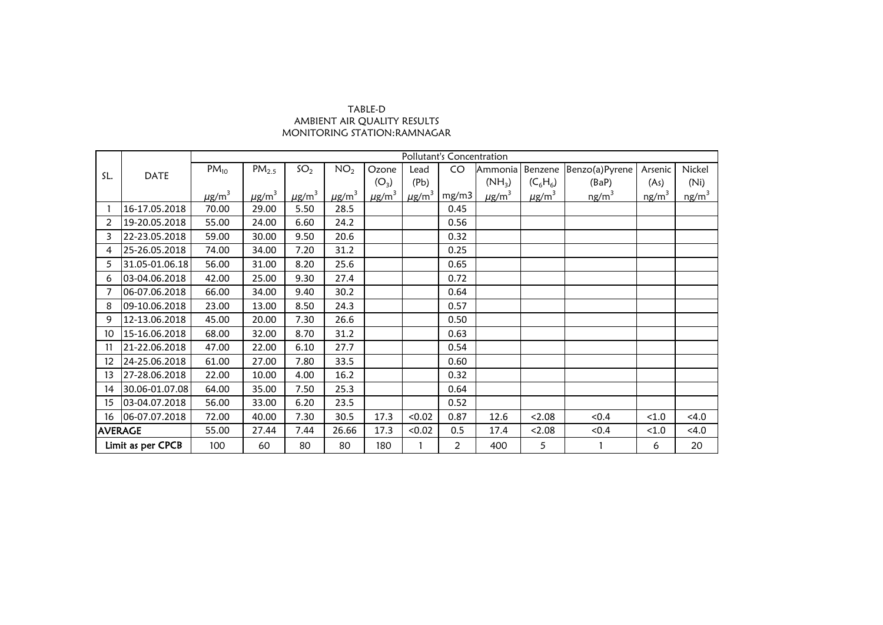TABLE-D
AMBIENT AIR QUALITY RESULTS
MONITORING STATION:RAMNAGAR

| SL. | DATE | Pollutant's Concentration | | | | | | | | | | | |
|---|---|---|---|---|---|---|---|---|---|---|---|---|---|
| | | $PM_{10}$ | $PM_{2.5}$ | $SO_2$ | $NO_2$ | Ozone ($O_3$) | Lead (Pb) | CO | Ammonia ($NH_3$) | Benzene ($C_6H_6$) | Benzo(a)Pyrene (BaP) | Arsenic (As) | Nickel (Ni) |
| | | $\mu g/m^3$ | $\mu g/m^3$ | $\mu g/m^3$ | $\mu g/m^3$ | $\mu g/m^3$ | $\mu g/m^3$ | mg/m3 | $\mu g/m^3$ | $\mu g/m^3$ | $ng/m^3$ | $ng/m^3$ | $ng/m^3$ |
| 1 | 16-17.05.2018 | 70.00 | 29.00 | 5.50 | 28.5 | | | 0.45 | | | | | |
| 2 | 19-20.05.2018 | 55.00 | 24.00 | 6.60 | 24.2 | | | 0.56 | | | | | |
| 3 | 22-23.05.2018 | 59.00 | 30.00 | 9.50 | 20.6 | | | 0.32 | | | | | |
| 4 | 25-26.05.2018 | 74.00 | 34.00 | 7.20 | 31.2 | | | 0.25 | | | | | |
| 5 | 31.05-01.06.18 | 56.00 | 31.00 | 8.20 | 25.6 | | | 0.65 | | | | | |
| 6 | 03-04.06.2018 | 42.00 | 25.00 | 9.30 | 27.4 | | | 0.72 | | | | | |
| 7 | 06-07.06.2018 | 66.00 | 34.00 | 9.40 | 30.2 | | | 0.64 | | | | | |
| 8 | 09-10.06.2018 | 23.00 | 13.00 | 8.50 | 24.3 | | | 0.57 | | | | | |
| 9 | 12-13.06.2018 | 45.00 | 20.00 | 7.30 | 26.6 | | | 0.50 | | | | | |
| 10 | 15-16.06.2018 | 68.00 | 32.00 | 8.70 | 31.2 | | | 0.63 | | | | | |
| 11 | 21-22.06.2018 | 47.00 | 22.00 | 6.10 | 27.7 | | | 0.54 | | | | | |
| 12 | 24-25.06.2018 | 61.00 | 27.00 | 7.80 | 33.5 | | | 0.60 | | | | | |
| 13 | 27-28.06.2018 | 22.00 | 10.00 | 4.00 | 16.2 | | | 0.32 | | | | | |
| 14 | 30.06-01.07.08 | 64.00 | 35.00 | 7.50 | 25.3 | | | 0.64 | | | | | |
| 15 | 03-04.07.2018 | 56.00 | 33.00 | 6.20 | 23.5 | | | 0.52 | | | | | |
| 16 | 06-07.07.2018 | 72.00 | 40.00 | 7.30 | 30.5 | 17.3 | <0.02 | 0.87 | 12.6 | <2.08 | <0.4 | <1.0 | <4.0 |
| AVERAGE | | 55.00 | 27.44 | 7.44 | 26.66 | 17.3 | <0.02 | 0.5 | 17.4 | <2.08 | <0.4 | <1.0 | <4.0 |
| Limit as per CPCB | | 100 | 60 | 80 | 80 | 180 | 1 | 2 | 400 | 5 | 1 | 6 | 20 |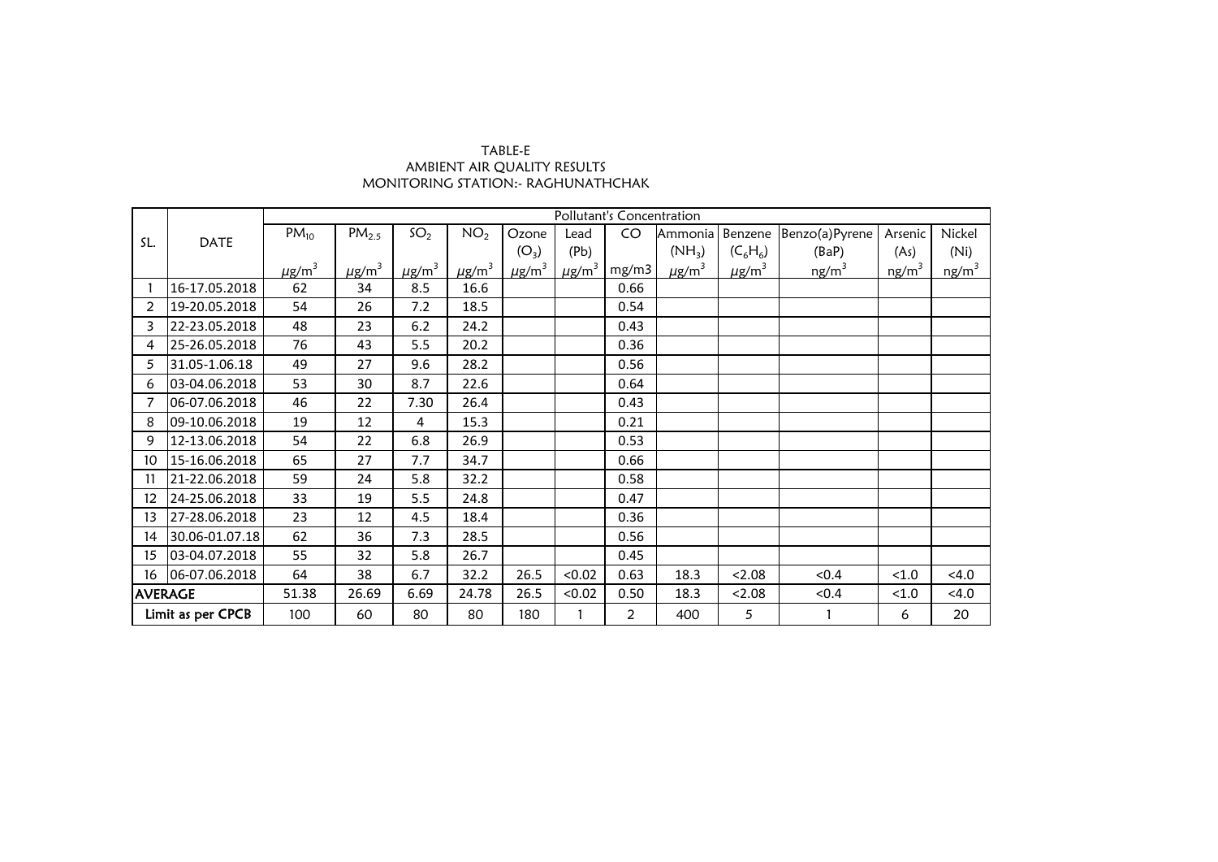TABLE-E
AMBIENT AIR QUALITY RESULTS
MONITORING STATION:- RAGHUNATHCHAK

| SL. | DATE | Pollutant's Concentration | | | | | | | | | | | |
|---|---|---|---|---|---|---|---|---|---|---|---|---|---|
| | | $PM_{10}$ | $PM_{2.5}$ | $SO_2$ | $NO_2$ | Ozone ($O_3$) | Lead (Pb) | CO | Ammonia ($NH_3$) | Benzene ($C_6H_6$) | Benzo(a)Pyrene (BaP) | Arsenic (As) | Nickel (Ni) |
| | | $\mu g/m^3$ | $\mu g/m^3$ | $\mu g/m^3$ | $\mu g/m^3$ | $\mu g/m^3$ | $\mu g/m^3$ | mg/m3 | $\mu g/m^3$ | $\mu g/m^3$ | $ng/m^3$ | $ng/m^3$ | $ng/m^3$ |
| 1 | 16-17.05.2018 | 62 | 34 | 8.5 | 16.6 | | | 0.66 | | | | | |
| 2 | 19-20.05.2018 | 54 | 26 | 7.2 | 18.5 | | | 0.54 | | | | | |
| 3 | 22-23.05.2018 | 48 | 23 | 6.2 | 24.2 | | | 0.43 | | | | | |
| 4 | 25-26.05.2018 | 76 | 43 | 5.5 | 20.2 | | | 0.36 | | | | | |
| 5 | 31.05-1.06.18 | 49 | 27 | 9.6 | 28.2 | | | 0.56 | | | | | |
| 6 | 03-04.06.2018 | 53 | 30 | 8.7 | 22.6 | | | 0.64 | | | | | |
| 7 | 06-07.06.2018 | 46 | 22 | 7.30 | 26.4 | | | 0.43 | | | | | |
| 8 | 09-10.06.2018 | 19 | 12 | 4 | 15.3 | | | 0.21 | | | | | |
| 9 | 12-13.06.2018 | 54 | 22 | 6.8 | 26.9 | | | 0.53 | | | | | |
| 10 | 15-16.06.2018 | 65 | 27 | 7.7 | 34.7 | | | 0.66 | | | | | |
| 11 | 21-22.06.2018 | 59 | 24 | 5.8 | 32.2 | | | 0.58 | | | | | |
| 12 | 24-25.06.2018 | 33 | 19 | 5.5 | 24.8 | | | 0.47 | | | | | |
| 13 | 27-28.06.2018 | 23 | 12 | 4.5 | 18.4 | | | 0.36 | | | | | |
| 14 | 30.06-01.07.18 | 62 | 36 | 7.3 | 28.5 | | | 0.56 | | | | | |
| 15 | 03-04.07.2018 | 55 | 32 | 5.8 | 26.7 | | | 0.45 | | | | | |
| 16 | 06-07.06.2018 | 64 | 38 | 6.7 | 32.2 | 26.5 | <0.02 | 0.63 | 18.3 | <2.08 | <0.4 | <1.0 | <4.0 |
| AVERAGE | | 51.38 | 26.69 | 6.69 | 24.78 | 26.5 | <0.02 | 0.50 | 18.3 | <2.08 | <0.4 | <1.0 | <4.0 |
| Limit as per CPCB | | 100 | 60 | 80 | 80 | 180 | 1 | 2 | 400 | 5 | 1 | 6 | 20 |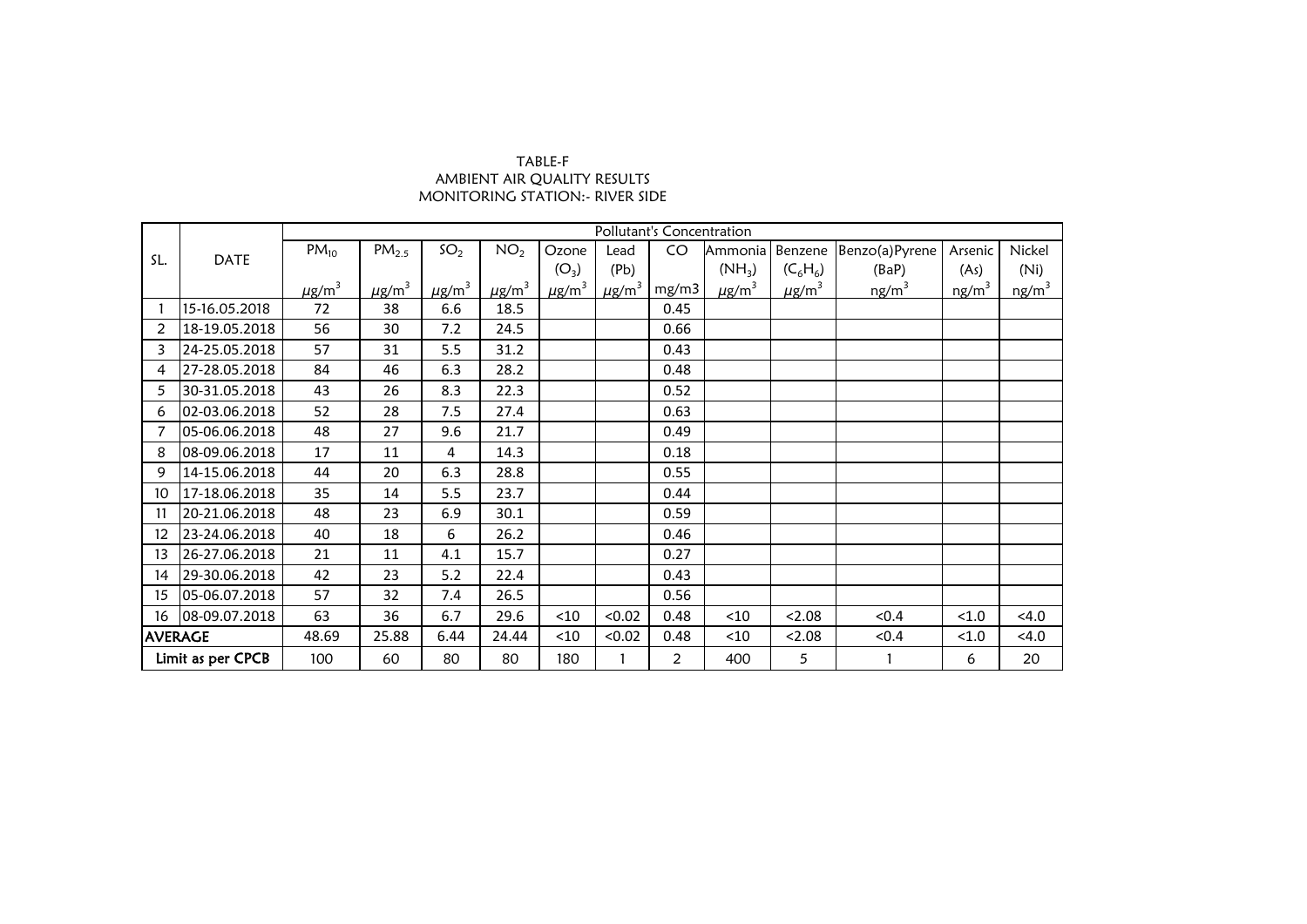TABLE-F
AMBIENT AIR QUALITY RESULTS
MONITORING STATION:- RIVER SIDE

| SL. | DATE | Pollutant's Concentration | | | | | | | | | | | |
|---|---|---|---|---|---|---|---|---|---|---|---|---|---|
| | | $PM_{10}$ | $PM_{2.5}$ | $SO_2$ | $NO_2$ | Ozone ($O_3$) | Lead (Pb) | CO | Ammonia ($NH_3$) | Benzene ($C_6H_6$) | Benzo(a)Pyrene (BaP) | Arsenic (As) | Nickel (Ni) |
| | | $\mu g/m^3$ | $\mu g/m^3$ | $\mu g/m^3$ | $\mu g/m^3$ | $\mu g/m^3$ | $\mu g/m^3$ | mg/m3 | $\mu g/m^3$ | $\mu g/m^3$ | $ng/m^3$ | $ng/m^3$ | $ng/m^3$ |
| 1 | 15-16.05.2018 | 72 | 38 | 6.6 | 18.5 | | | 0.45 | | | | | |
| 2 | 18-19.05.2018 | 56 | 30 | 7.2 | 24.5 | | | 0.66 | | | | | |
| 3 | 24-25.05.2018 | 57 | 31 | 5.5 | 31.2 | | | 0.43 | | | | | |
| 4 | 27-28.05.2018 | 84 | 46 | 6.3 | 28.2 | | | 0.48 | | | | | |
| 5 | 30-31.05.2018 | 43 | 26 | 8.3 | 22.3 | | | 0.52 | | | | | |
| 6 | 02-03.06.2018 | 52 | 28 | 7.5 | 27.4 | | | 0.63 | | | | | |
| 7 | 05-06.06.2018 | 48 | 27 | 9.6 | 21.7 | | | 0.49 | | | | | |
| 8 | 08-09.06.2018 | 17 | 11 | 4 | 14.3 | | | 0.18 | | | | | |
| 9 | 14-15.06.2018 | 44 | 20 | 6.3 | 28.8 | | | 0.55 | | | | | |
| 10 | 17-18.06.2018 | 35 | 14 | 5.5 | 23.7 | | | 0.44 | | | | | |
| 11 | 20-21.06.2018 | 48 | 23 | 6.9 | 30.1 | | | 0.59 | | | | | |
| 12 | 23-24.06.2018 | 40 | 18 | 6 | 26.2 | | | 0.46 | | | | | |
| 13 | 26-27.06.2018 | 21 | 11 | 4.1 | 15.7 | | | 0.27 | | | | | |
| 14 | 29-30.06.2018 | 42 | 23 | 5.2 | 22.4 | | | 0.43 | | | | | |
| 15 | 05-06.07.2018 | 57 | 32 | 7.4 | 26.5 | | | 0.56 | | | | | |
| 16 | 08-09.07.2018 | 63 | 36 | 6.7 | 29.6 | <10 | <0.02 | 0.48 | <10 | <2.08 | <0.4 | <1.0 | <4.0 |
| AVERAGE | | 48.69 | 25.88 | 6.44 | 24.44 | <10 | <0.02 | 0.48 | <10 | <2.08 | <0.4 | <1.0 | <4.0 |
| Limit as per CPCB | | 100 | 60 | 80 | 80 | 180 | 1 | 2 | 400 | 5 | 1 | 6 | 20 |